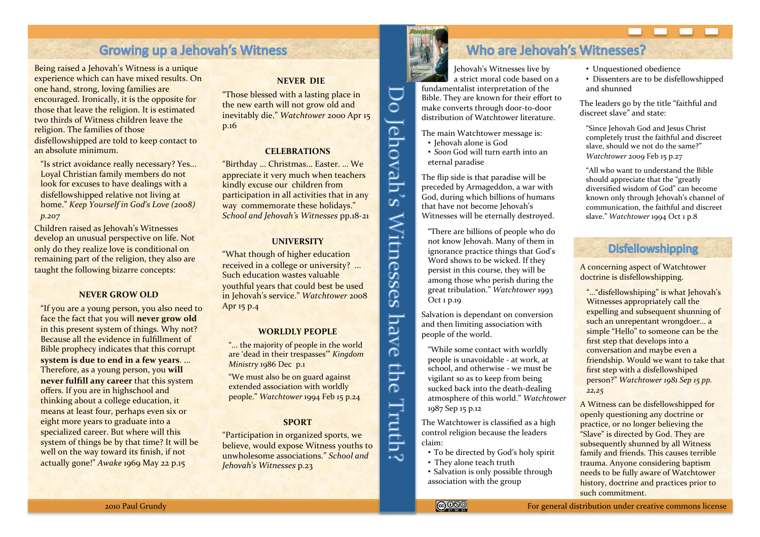## Growing up a Jehovah's Witness

Being raised a Jehovah's Witness is a unique experience which can have mixed results. On one hand, strong, loving families are encouraged. Ironically, it is the opposite for those that leave the religion. It is estimated two thirds of Witness children leave the religion. The families of those disfellowshipped are told to keep contact to an absolute minimum.

> "Is strict avoidance really necessary? Yes... Loyal Christian family members do not look for excuses to have dealings with a disfellowshipped relative not living at home." *Keep Yourself in God's Love (2008) p.207*

Children raised as Jehovah's Witnesses develop an unusual perspective on life. Not only do they realize love is conditional on remaining part of the religion, they also are taught the following bizarre concepts:

### NEVER GROW OLD

> "If you are a young person, you also need to face the fact that you will **never grow old** in this present system of things. Why not? Because all the evidence in fulfillment of Bible prophecy indicates that this corrupt **system is due to end in a few years**. ... Therefore, as a young person, you **will never fulfill any career** that this system offers. If you are in highschool and thinking about a college education, it means at least four, perhaps even six or eight more years to graduate into a specialized career. But where will this system of things be by that time? It will be well on the way toward its finish, if not actually gone!" *Awake* 1969 May 22 p.15

### NEVER DIE

"Those blessed with a lasting place in the new earth will not grow old and inevitably die." *Watchtower* 2000 Apr 15 p.16

### CELEBRATIONS

"Birthday ... Christmas... Easter. ... We appreciate it very much when teachers kindly excuse our children from participation in all activities that in any way commemorate these holidays." *School and Jehovah's Witnesses* pp.18-21

### UNIVERSITY

"What though of higher education received in a college or university? ... Such education wastes valuable youthful years that could best be used in Jehovah's service." *Watchtower* 2008 Apr 15 p.4

### WORLDLY PEOPLE

"... the majority of people in the world are 'dead in their trespasses'" *Kingdom Ministry* 1986 Dec p.1

"We must also be on guard against extended association with worldly people." *Watchtower* 1994 Feb 15 p.24

### SPORT

"Participation in organized sports, we believe, would expose Witness youths to unwholesome associations." *School and Jehovah's Witnesses* p.23

2010 Paul Grundy

# Do Jehovah's Witnesses have the Truth?

## Who are Jehovah's Witnesses?

Jehovah's Witnesses live by a strict moral code based on a fundamentalist interpretation of the Bible. They are known for their effort to make converts through door-to-door distribution of Watchtower literature.

The main Watchtower message is:

- Jehovah alone is God
- *Soon* God will turn earth into an eternal paradise

The flip side is that paradise will be preceded by Armageddon, a war with God, during which billions of humans that have not become Jehovah's Witnesses will be eternally destroyed.

> "There are billions of people who do not know Jehovah. Many of them in ignorance practice things that God's Word shows to be wicked. If they persist in this course, they will be among those who perish during the great tribulation." *Watchtower* 1993 Oct 1 p.19

Salvation is dependant on conversion and then limiting association with people of the world.

> "While some contact with worldly people is unavoidable - at work, at school, and otherwise - we must be vigilant so as to keep from being sucked back into the death-dealing atmosphere of this world." *Watchtower* 1987 Sep 15 p.12

The Watchtower is classified as a high control religion because the leaders claim:

- To be directed by God's holy spirit
- They alone teach truth
- Salvation is only possible through association with the group
- Unquestioned obedience
- Dissenters are to be disfellowshipped and shunned

The leaders go by the title "faithful and discreet slave" and state:

> "Since Jehovah God and Jesus Christ completely trust the faithful and discreet slave, should we not do the same?" *Watchtower* 2009 Feb 15 p.27

> "All who want to understand the Bible should appreciate that the "greatly diversified wisdom of God" can become known only through Jehovah's channel of communication, the faithful and discreet slave." *Watchtower* 1994 Oct 1 p.8

## Disfellowshipping

A concerning aspect of Watchtower doctrine is disfellowshipping.

> "..."disfellowshiping" is what Jehovah's Witnesses appropriately call the expelling and subsequent shunning of such an unrepentant wrongdoer... a simple "Hello" to someone can be the first step that develops into a conversation and maybe even a friendship. Would we want to take that first step with a disfellowshiped person?" *Watchtower 1981 Sep 15 pp. 22,25*

A Witness can be disfellowshipped for openly questioning any doctrine or practice, or no longer believing the "Slave" is directed by God. They are subsequently shunned by all Witness family and friends. This causes terrible trauma. Anyone considering baptism needs to be fully aware of Watchtower history, doctrine and practices prior to such commitment.

For general distribution under creative commons license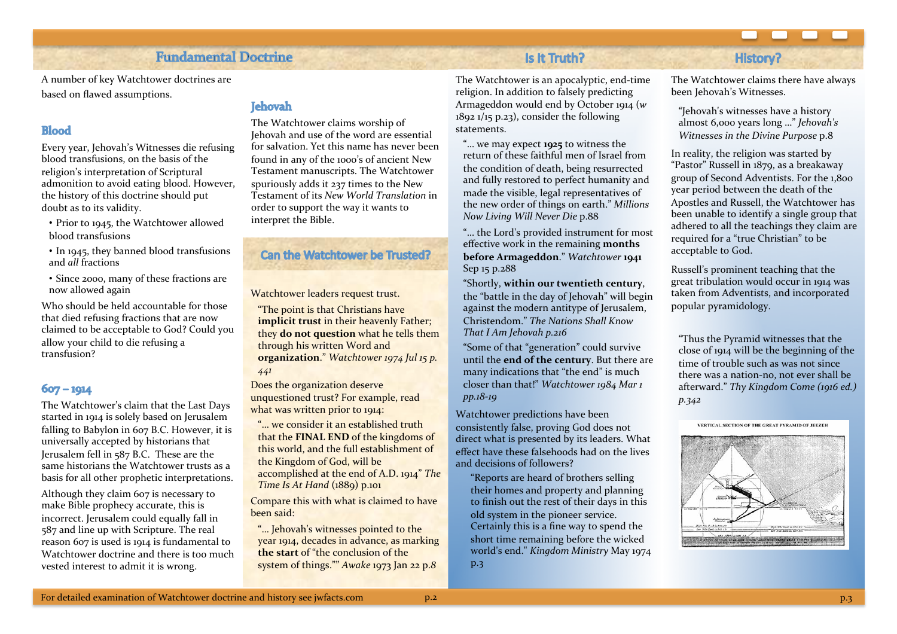## Fundamental Doctrine

A number of key Watchtower doctrines are based on flawed assumptions.

### Blood

Every year, Jehovah's Witnesses die refusing blood transfusions, on the basis of the religion's interpretation of Scriptural admonition to avoid eating blood. However, the history of this doctrine should put doubt as to its validity.

- Prior to 1945, the Watchtower allowed blood transfusions
- In 1945, they banned blood transfusions and *all* fractions
- Since 2000, many of these fractions are now allowed again

Who should be held accountable for those that died refusing fractions that are now claimed to be acceptable to God? Could you allow your child to die refusing a transfusion?

### 607 – 1914

The Watchtower's claim that the Last Days started in 1914 is solely based on Jerusalem falling to Babylon in 607 B.C. However, it is universally accepted by historians that Jerusalem fell in 587 B.C. These are the same historians the Watchtower trusts as a basis for all other prophetic interpretations.

Although they claim 607 is necessary to make Bible prophecy accurate, this is incorrect. Jerusalem could equally fall in 587 and line up with Scripture. The real reason 607 is used is 1914 is fundamental to Watchtower doctrine and there is too much vested interest to admit it is wrong.

### Jehovah

The Watchtower claims worship of Jehovah and use of the word are essential for salvation. Yet this name has never been found in any of the 1000's of ancient New Testament manuscripts. The Watchtower spuriously adds it 237 times to the New Testament of its *New World Translation* in order to support the way it wants to interpret the Bible.

## Can the Watchtower be Trusted?

Watchtower leaders request trust.

> "The point is that Christians have **implicit trust** in their heavenly Father; they **do not question** what he tells them through his written Word and **organization**." *Watchtower 1974 Jul 15 p. 441*

Does the organization deserve unquestioned trust? For example, read what was written prior to 1914:

> "... we consider it an established truth that the **FINAL END** of the kingdoms of this world, and the full establishment of the Kingdom of God, will be accomplished at the end of A.D. 1914" *The Time Is At Hand* (1889) p.101

Compare this with what is claimed to have been said:

> "... Jehovah's witnesses pointed to the year 1914, decades in advance, as marking **the start** of "the conclusion of the system of things."" *Awake* 1973 Jan 22 p.8

## Is It Truth?

The Watchtower is an apocalyptic, end-time religion. In addition to falsely predicting Armageddon would end by October 1914 (*w* 1892 1/15 p.23), consider the following statements.

> "... we may expect **1925** to witness the return of these faithful men of Israel from the condition of death, being resurrected and fully restored to perfect humanity and made the visible, legal representatives of the new order of things on earth." *Millions Now Living Will Never Die* p.88

> "... the Lord's provided instrument for most effective work in the remaining **months before Armageddon**." *Watchtower* **1941** Sep 15 p.288

> "Shortly, **within our twentieth century**, the "battle in the day of Jehovah" will begin against the modern antitype of Jerusalem, Christendom." *The Nations Shall Know That I Am Jehovah p.216*

> "Some of that "generation" could survive until the **end of the century**. But there are many indications that "the end" is much closer than that!" *Watchtower 1984 Mar 1 pp.18-19*

Watchtower predictions have been consistently false, proving God does not direct what is presented by its leaders. What effect have these falsehoods had on the lives and decisions of followers?

> "Reports are heard of brothers selling their homes and property and planning to finish out the rest of their days in this old system in the pioneer service. Certainly this is a fine way to spend the short time remaining before the wicked world's end." *Kingdom Ministry* May 1974 p.3

## History?

The Watchtower claims there have always been Jehovah's Witnesses.

> "Jehovah's witnesses have a history almost 6,000 years long ..." *Jehovah's Witnesses in the Divine Purpose* p.8

In reality, the religion was started by "Pastor" Russell in 1879, as a breakaway group of Second Adventists. For the 1,800 year period between the death of the Apostles and Russell, the Watchtower has been unable to identify a single group that adhered to all the teachings they claim are required for a "true Christian" to be acceptable to God.

Russell's prominent teaching that the great tribulation would occur in 1914 was taken from Adventists, and incorporated popular pyramidology.

> "Thus the Pyramid witnesses that the close of 1914 will be the beginning of the time of trouble such as was not since there was a nation-no, not ever shall be afterward." *Thy Kingdom Come (1916 ed.) p.342*

VERTICAL SECTION OF THE GREAT PYRAMID OF JEEZEH

For detailed examination of Watchtower doctrine and history see jwfacts.com